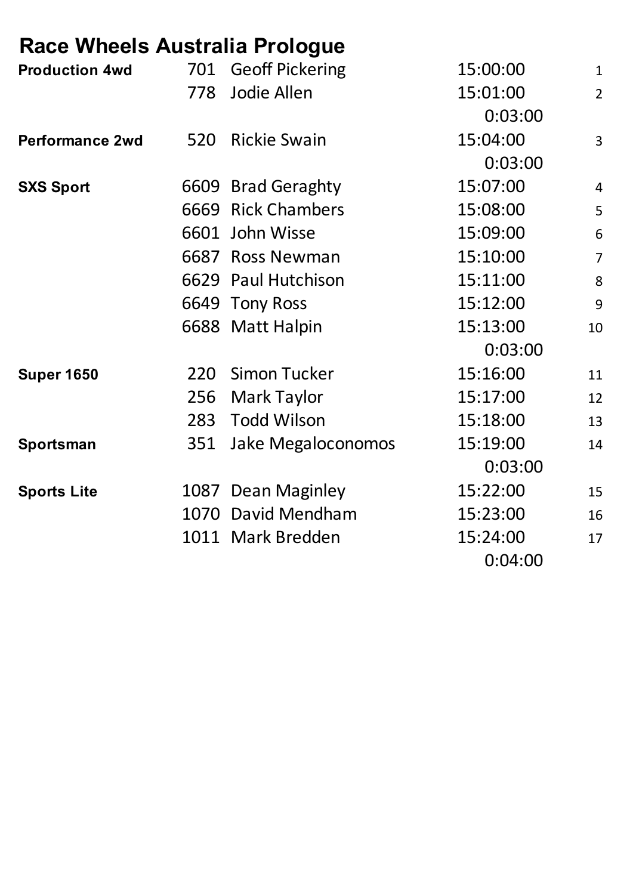# Race Wheels Australia Prologue

| Class | No. | Name | Time | |
|---|---|---|---|---|
| **Production 4wd** | 701 | Geoff Pickering | 15:00:00 | 1 |
| | 778 | Jodie Allen | 15:01:00 | 2 |
| | | | 0:03:00 | |
| **Performance 2wd** | 520 | Rickie Swain | 15:04:00 | 3 |
| | | | 0:03:00 | |
| **SXS Sport** | 6609 | Brad Geraghty | 15:07:00 | 4 |
| | 6669 | Rick Chambers | 15:08:00 | 5 |
| | 6601 | John Wisse | 15:09:00 | 6 |
| | 6687 | Ross Newman | 15:10:00 | 7 |
| | 6629 | Paul Hutchison | 15:11:00 | 8 |
| | 6649 | Tony Ross | 15:12:00 | 9 |
| | 6688 | Matt Halpin | 15:13:00 | 10 |
| | | | 0:03:00 | |
| **Super 1650** | 220 | Simon Tucker | 15:16:00 | 11 |
| | 256 | Mark Taylor | 15:17:00 | 12 |
| | 283 | Todd Wilson | 15:18:00 | 13 |
| **Sportsman** | 351 | Jake Megaloconomos | 15:19:00 | 14 |
| | | | 0:03:00 | |
| **Sports Lite** | 1087 | Dean Maginley | 15:22:00 | 15 |
| | 1070 | David Mendham | 15:23:00 | 16 |
| | 1011 | Mark Bredden | 15:24:00 | 17 |
| | | | 0:04:00 | |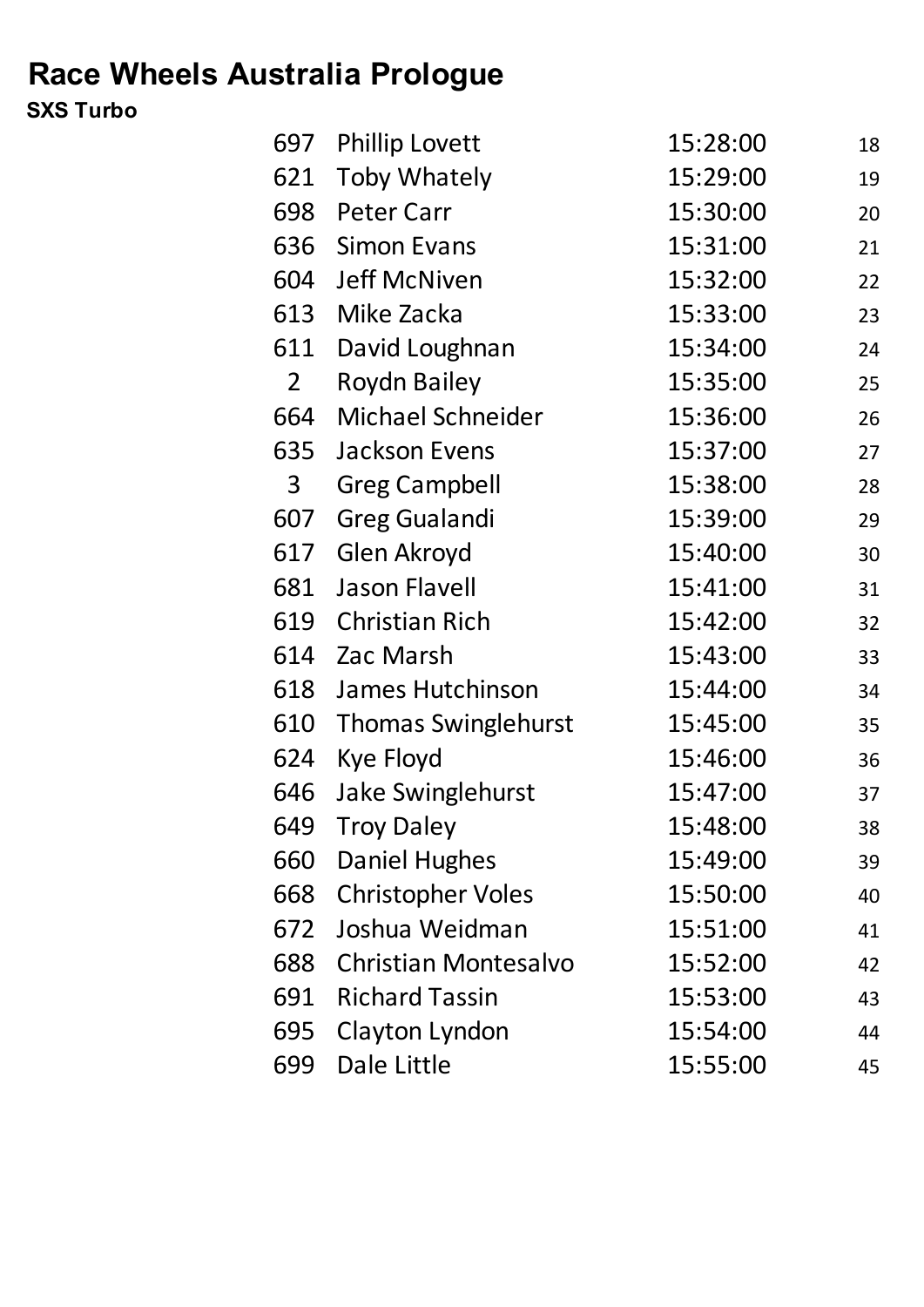# Race Wheels Australia Prologue

**SXS Turbo**

| | | | |
|---|---|---|---|
| 697 | Phillip Lovett | 15:28:00 | 18 |
| 621 | Toby Whately | 15:29:00 | 19 |
| 698 | Peter Carr | 15:30:00 | 20 |
| 636 | Simon Evans | 15:31:00 | 21 |
| 604 | Jeff McNiven | 15:32:00 | 22 |
| 613 | Mike Zacka | 15:33:00 | 23 |
| 611 | David Loughnan | 15:34:00 | 24 |
| 2 | Roydn Bailey | 15:35:00 | 25 |
| 664 | Michael Schneider | 15:36:00 | 26 |
| 635 | Jackson Evens | 15:37:00 | 27 |
| 3 | Greg Campbell | 15:38:00 | 28 |
| 607 | Greg Gualandi | 15:39:00 | 29 |
| 617 | Glen Akroyd | 15:40:00 | 30 |
| 681 | Jason Flavell | 15:41:00 | 31 |
| 619 | Christian Rich | 15:42:00 | 32 |
| 614 | Zac Marsh | 15:43:00 | 33 |
| 618 | James Hutchinson | 15:44:00 | 34 |
| 610 | Thomas Swinglehurst | 15:45:00 | 35 |
| 624 | Kye Floyd | 15:46:00 | 36 |
| 646 | Jake Swinglehurst | 15:47:00 | 37 |
| 649 | Troy Daley | 15:48:00 | 38 |
| 660 | Daniel Hughes | 15:49:00 | 39 |
| 668 | Christopher Voles | 15:50:00 | 40 |
| 672 | Joshua Weidman | 15:51:00 | 41 |
| 688 | Christian Montesalvo | 15:52:00 | 42 |
| 691 | Richard Tassin | 15:53:00 | 43 |
| 695 | Clayton Lyndon | 15:54:00 | 44 |
| 699 | Dale Little | 15:55:00 | 45 |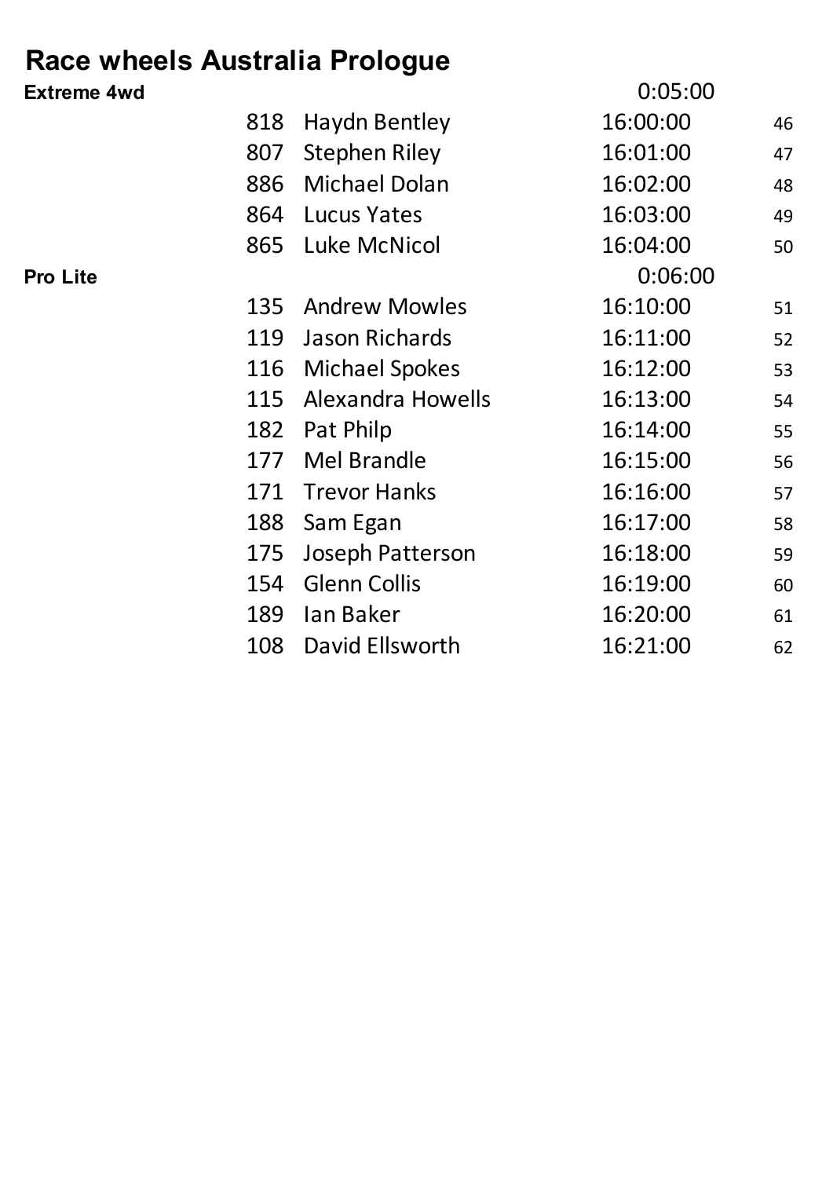# Race wheels Australia Prologue

| Class | No. | Name | Time | |
|---|---|---|---|---|
| **Extreme 4wd** | | | 0:05:00 | |
| | 818 | Haydn Bentley | 16:00:00 | 46 |
| | 807 | Stephen Riley | 16:01:00 | 47 |
| | 886 | Michael Dolan | 16:02:00 | 48 |
| | 864 | Lucus Yates | 16:03:00 | 49 |
| | 865 | Luke McNicol | 16:04:00 | 50 |
| **Pro Lite** | | | 0:06:00 | |
| | 135 | Andrew Mowles | 16:10:00 | 51 |
| | 119 | Jason Richards | 16:11:00 | 52 |
| | 116 | Michael Spokes | 16:12:00 | 53 |
| | 115 | Alexandra Howells | 16:13:00 | 54 |
| | 182 | Pat Philp | 16:14:00 | 55 |
| | 177 | Mel Brandle | 16:15:00 | 56 |
| | 171 | Trevor Hanks | 16:16:00 | 57 |
| | 188 | Sam Egan | 16:17:00 | 58 |
| | 175 | Joseph Patterson | 16:18:00 | 59 |
| | 154 | Glenn Collis | 16:19:00 | 60 |
| | 189 | Ian Baker | 16:20:00 | 61 |
| | 108 | David Ellsworth | 16:21:00 | 62 |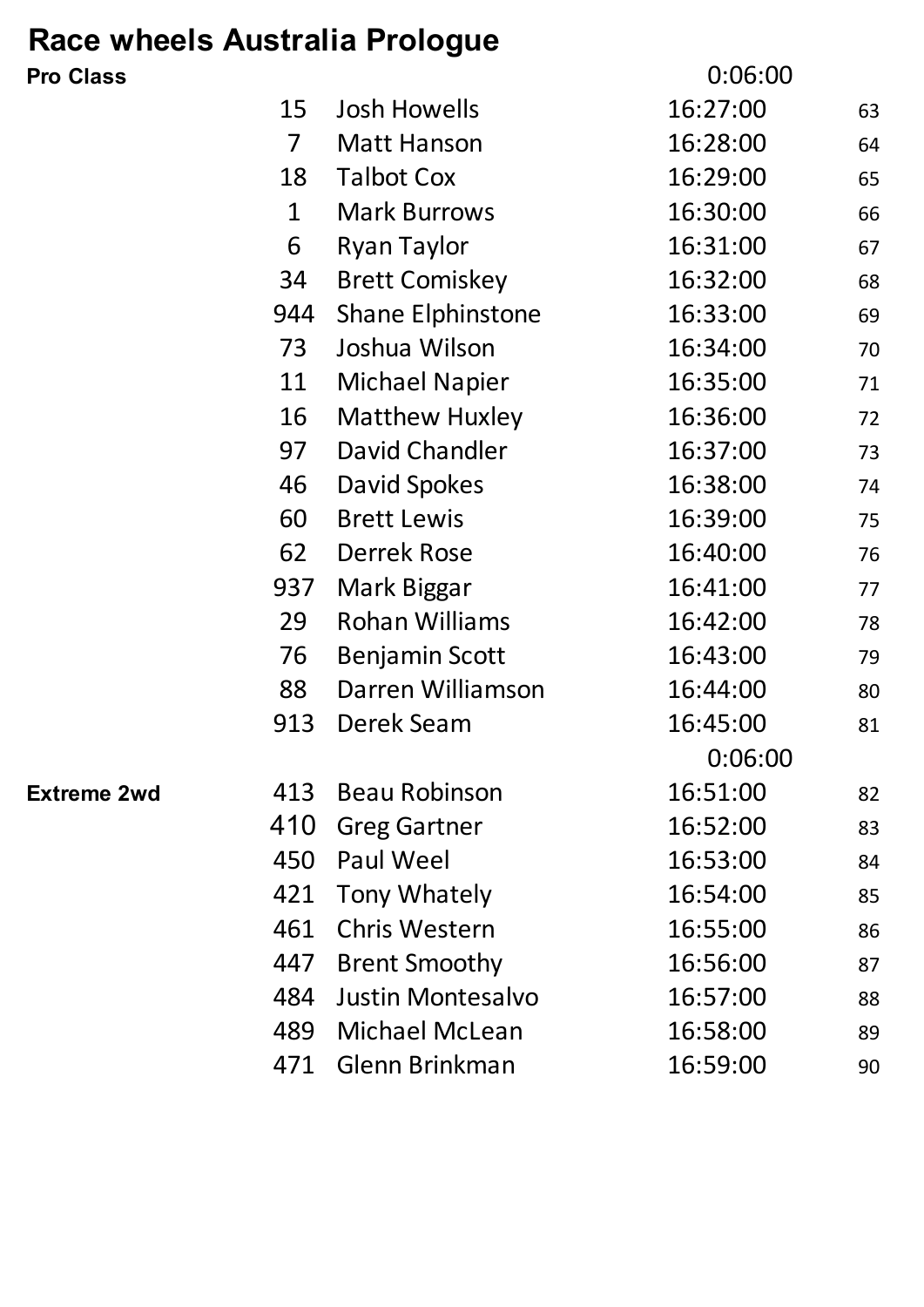# Race wheels Australia Prologue

| | | | | |
|---|---|---|---|---|
| **Pro Class** | | | 0:06:00 | |
| | 15 | Josh Howells | 16:27:00 | 63 |
| | 7 | Matt Hanson | 16:28:00 | 64 |
| | 18 | Talbot Cox | 16:29:00 | 65 |
| | 1 | Mark Burrows | 16:30:00 | 66 |
| | 6 | Ryan Taylor | 16:31:00 | 67 |
| | 34 | Brett Comiskey | 16:32:00 | 68 |
| | 944 | Shane Elphinstone | 16:33:00 | 69 |
| | 73 | Joshua Wilson | 16:34:00 | 70 |
| | 11 | Michael Napier | 16:35:00 | 71 |
| | 16 | Matthew Huxley | 16:36:00 | 72 |
| | 97 | David Chandler | 16:37:00 | 73 |
| | 46 | David Spokes | 16:38:00 | 74 |
| | 60 | Brett Lewis | 16:39:00 | 75 |
| | 62 | Derrek Rose | 16:40:00 | 76 |
| | 937 | Mark Biggar | 16:41:00 | 77 |
| | 29 | Rohan Williams | 16:42:00 | 78 |
| | 76 | Benjamin Scott | 16:43:00 | 79 |
| | 88 | Darren Williamson | 16:44:00 | 80 |
| | 913 | Derek Seam | 16:45:00 | 81 |
| | | | 0:06:00 | |
| **Extreme 2wd** | 413 | Beau Robinson | 16:51:00 | 82 |
| | 410 | Greg Gartner | 16:52:00 | 83 |
| | 450 | Paul Weel | 16:53:00 | 84 |
| | 421 | Tony Whately | 16:54:00 | 85 |
| | 461 | Chris Western | 16:55:00 | 86 |
| | 447 | Brent Smoothy | 16:56:00 | 87 |
| | 484 | Justin Montesalvo | 16:57:00 | 88 |
| | 489 | Michael McLean | 16:58:00 | 89 |
| | 471 | Glenn Brinkman | 16:59:00 | 90 |